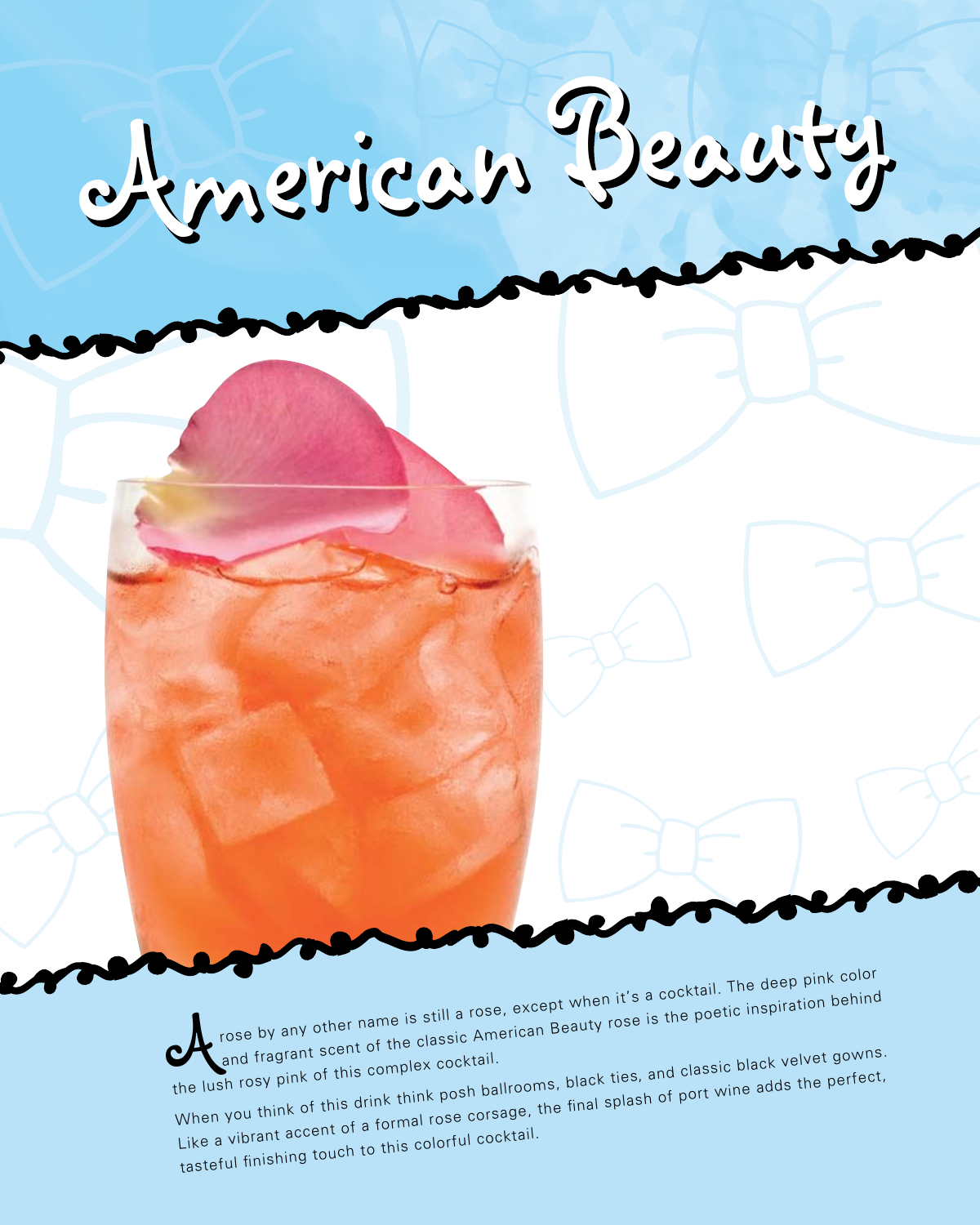# American Beauty

A rose by any other name is still a rose, except when it's a cocktail. The deep pink color and fragrant scent of the classic American Beauty rose is the poetic inspiration behind the lush rosy pink of this complex cocktail.

When you think of this drink think posh ballrooms, black ties, and classic black velvet gowns. Like a vibrant accent of a formal rose corsage, the final splash of port wine adds the perfect, tasteful finishing touch to this colorful cocktail.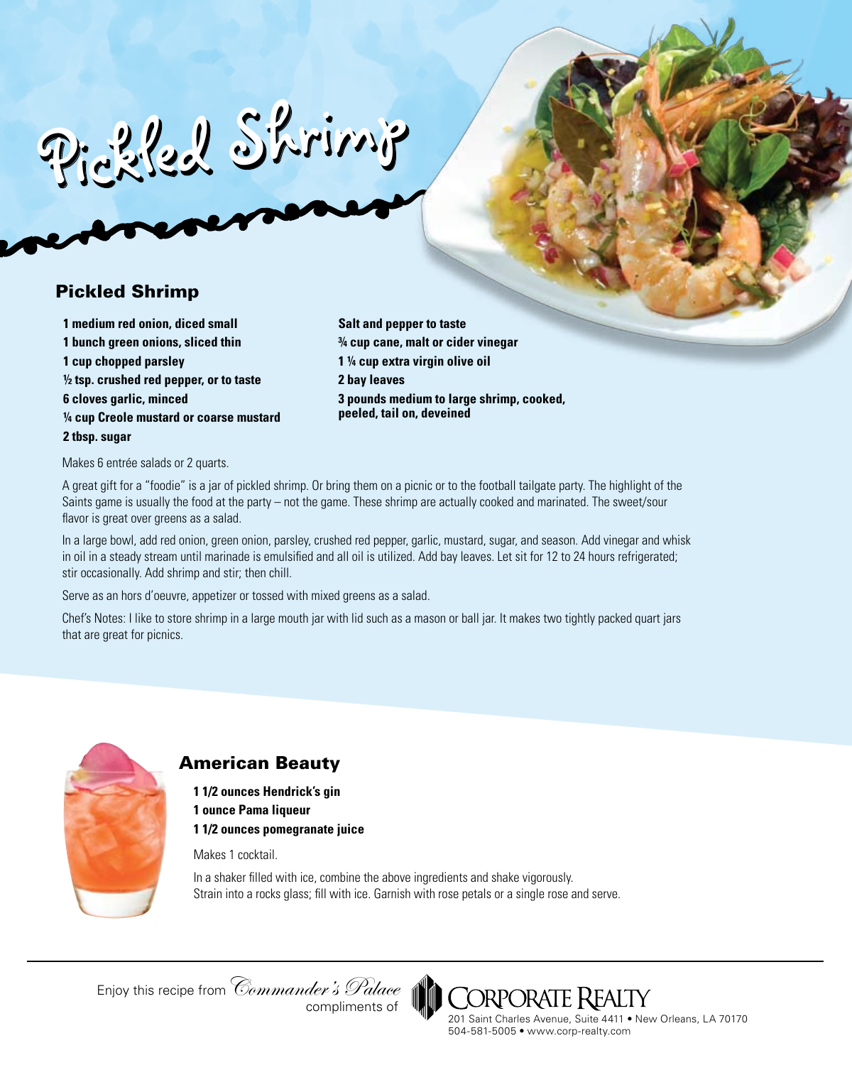# Pickled Shrimp

## Pickled Shrimp

**1 medium red onion, diced small**
**1 bunch green onions, sliced thin**
**1 cup chopped parsley**
**½ tsp. crushed red pepper, or to taste**
**6 cloves garlic, minced**
**¼ cup Creole mustard or coarse mustard**
**2 tbsp. sugar**
**Salt and pepper to taste**
**¾ cup cane, malt or cider vinegar**
**1 ¼ cup extra virgin olive oil**
**2 bay leaves**
**3 pounds medium to large shrimp, cooked, peeled, tail on, deveined**

Makes 6 entrée salads or 2 quarts.

A great gift for a "foodie" is a jar of pickled shrimp. Or bring them on a picnic or to the football tailgate party. The highlight of the Saints game is usually the food at the party – not the game. These shrimp are actually cooked and marinated. The sweet/sour flavor is great over greens as a salad.

In a large bowl, add red onion, green onion, parsley, crushed red pepper, garlic, mustard, sugar, and season. Add vinegar and whisk in oil in a steady stream until marinade is emulsified and all oil is utilized. Add bay leaves. Let sit for 12 to 24 hours refrigerated; stir occasionally. Add shrimp and stir; then chill.

Serve as an hors d'oeuvre, appetizer or tossed with mixed greens as a salad.

Chef's Notes: I like to store shrimp in a large mouth jar with lid such as a mason or ball jar. It makes two tightly packed quart jars that are great for picnics.

## American Beauty

**1 1/2 ounces Hendrick's gin**
**1 ounce Pama liqueur**
**1 1/2 ounces pomegranate juice**

Makes 1 cocktail.

In a shaker filled with ice, combine the above ingredients and shake vigorously.
Strain into a rocks glass; fill with ice. Garnish with rose petals or a single rose and serve.

Enjoy this recipe from *Commander's Palace* compliments of CORPORATE REALTY
201 Saint Charles Avenue, Suite 4411 • New Orleans, LA 70170
504-581-5005 • www.corp-realty.com